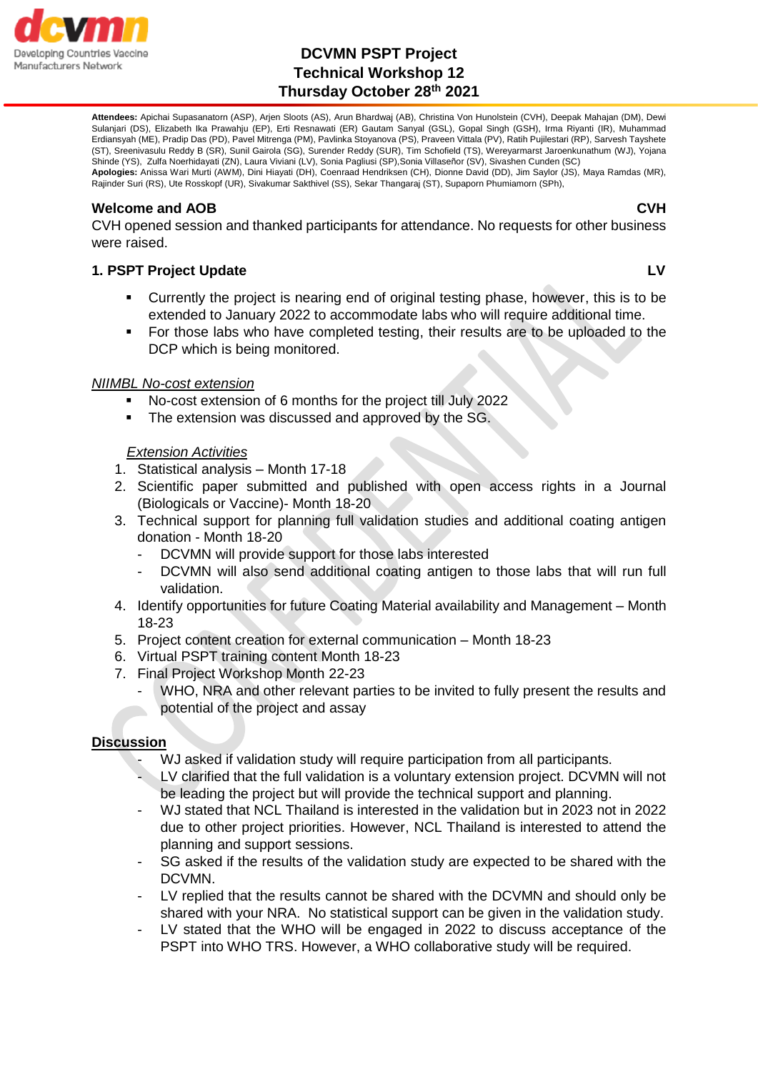# DCVMN PSPT Project
## Technical Workshop 12
## Thursday October 28th 2021

**Attendees:** Apichai Supasanatorn (ASP), Arjen Sloots (AS), Arun Bhardwaj (AB), Christina Von Hunolstein (CVH), Deepak Mahajan (DM), Dewi Sulanjari (DS), Elizabeth Ika Prawahju (EP), Erti Resnawati (ER) Gautam Sanyal (GSL), Gopal Singh (GSH), Irma Riyanti (IR), Muhammad Erdiansyah (ME), Pradip Das (PD), Pavel Mitrenga (PM), Pavlinka Stoyanova (PS), Praveen Vittala (PV), Ratih Pujilestari (RP), Sarvesh Tayshete (ST), Sreenivasulu Reddy B (SR), Sunil Gairola (SG), Surender Reddy (SUR), Tim Schofield (TS), Wereyarmarst Jaroenkunathum (WJ), Yojana Shinde (YS), Zulfa Noerhidayati (ZN), Laura Viviani (LV), Sonia Pagliusi (SP),Sonia Villaseñor (SV), Sivashen Cunden (SC)
**Apologies:** Anissa Wari Murti (AWM), Dini Hiayati (DH), Coenraad Hendriksen (CH), Dionne David (DD), Jim Saylor (JS), Maya Ramdas (MR), Rajinder Suri (RS), Ute Rosskopf (UR), Sivakumar Sakthivel (SS), Sekar Thangaraj (ST), Supaporn Phumiamorn (SPh),

### Welcome and AOB — CVH

CVH opened session and thanked participants for attendance. No requests for other business were raised.

### 1. PSPT Project Update — LV

- Currently the project is nearing end of original testing phase, however, this is to be extended to January 2022 to accommodate labs who will require additional time.
- For those labs who have completed testing, their results are to be uploaded to the DCP which is being monitored.

*NIIMBL No-cost extension*

- No-cost extension of 6 months for the project till July 2022
- The extension was discussed and approved by the SG.

*Extension Activities*

1. Statistical analysis – Month 17-18
2. Scientific paper submitted and published with open access rights in a Journal (Biologicals or Vaccine)- Month 18-20
3. Technical support for planning full validation studies and additional coating antigen donation - Month 18-20
   - DCVMN will provide support for those labs interested
   - DCVMN will also send additional coating antigen to those labs that will run full validation.
4. Identify opportunities for future Coating Material availability and Management – Month 18-23
5. Project content creation for external communication – Month 18-23
6. Virtual PSPT training content Month 18-23
7. Final Project Workshop Month 22-23
   - WHO, NRA and other relevant parties to be invited to fully present the results and potential of the project and assay

**Discussion**

- WJ asked if validation study will require participation from all participants.
- LV clarified that the full validation is a voluntary extension project. DCVMN will not be leading the project but will provide the technical support and planning.
- WJ stated that NCL Thailand is interested in the validation but in 2023 not in 2022 due to other project priorities. However, NCL Thailand is interested to attend the planning and support sessions.
- SG asked if the results of the validation study are expected to be shared with the DCVMN.
- LV replied that the results cannot be shared with the DCVMN and should only be shared with your NRA. No statistical support can be given in the validation study.
- LV stated that the WHO will be engaged in 2022 to discuss acceptance of the PSPT into WHO TRS. However, a WHO collaborative study will be required.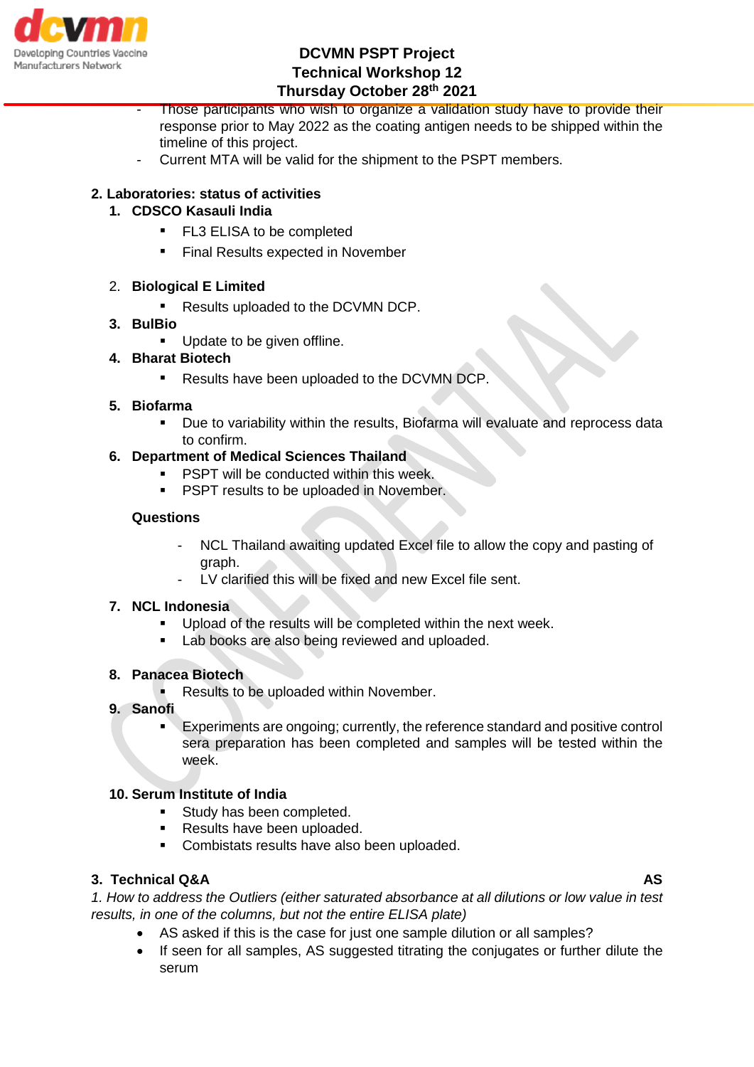- Those participants who wish to organize a validation study have to provide their response prior to May 2022 as the coating antigen needs to be shipped within the timeline of this project.
- Current MTA will be valid for the shipment to the PSPT members.

## 2. Laboratories: status of activities

### 1. CDSCO Kasauli India
- FL3 ELISA to be completed
- Final Results expected in November

### 2. Biological E Limited
- Results uploaded to the DCVMN DCP.

### 3. BulBio
- Update to be given offline.

### 4. Bharat Biotech
- Results have been uploaded to the DCVMN DCP.

### 5. Biofarma
- Due to variability within the results, Biofarma will evaluate and reprocess data to confirm.

### 6. Department of Medical Sciences Thailand
- PSPT will be conducted within this week.
- PSPT results to be uploaded in November.

**Questions**

- NCL Thailand awaiting updated Excel file to allow the copy and pasting of graph.
- LV clarified this will be fixed and new Excel file sent.

### 7. NCL Indonesia
- Upload of the results will be completed within the next week.
- Lab books are also being reviewed and uploaded.

### 8. Panacea Biotech
- Results to be uploaded within November.

### 9. Sanofi
- Experiments are ongoing; currently, the reference standard and positive control sera preparation has been completed and samples will be tested within the week.

### 10. Serum Institute of India
- Study has been completed.
- Results have been uploaded.
- Combistats results have also been uploaded.

## 3. Technical Q&A — AS

*1. How to address the Outliers (either saturated absorbance at all dilutions or low value in test results, in one of the columns, but not the entire ELISA plate)*

- AS asked if this is the case for just one sample dilution or all samples?
- If seen for all samples, AS suggested titrating the conjugates or further dilute the serum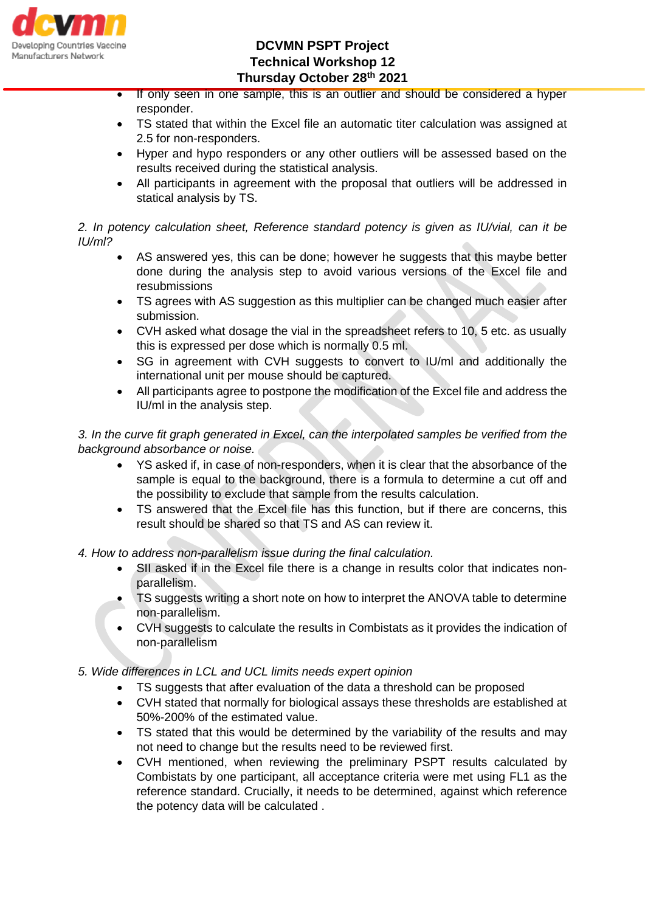- If only seen in one sample, this is an outlier and should be considered a hyper responder.
- TS stated that within the Excel file an automatic titer calculation was assigned at 2.5 for non-responders.
- Hyper and hypo responders or any other outliers will be assessed based on the results received during the statistical analysis.
- All participants in agreement with the proposal that outliers will be addressed in statical analysis by TS.

*2. In potency calculation sheet, Reference standard potency is given as IU/vial, can it be IU/ml?*

- AS answered yes, this can be done; however he suggests that this maybe better done during the analysis step to avoid various versions of the Excel file and resubmissions
- TS agrees with AS suggestion as this multiplier can be changed much easier after submission.
- CVH asked what dosage the vial in the spreadsheet refers to 10, 5 etc. as usually this is expressed per dose which is normally 0.5 ml.
- SG in agreement with CVH suggests to convert to IU/ml and additionally the international unit per mouse should be captured.
- All participants agree to postpone the modification of the Excel file and address the IU/ml in the analysis step.

*3. In the curve fit graph generated in Excel, can the interpolated samples be verified from the background absorbance or noise.*

- YS asked if, in case of non-responders, when it is clear that the absorbance of the sample is equal to the background, there is a formula to determine a cut off and the possibility to exclude that sample from the results calculation.
- TS answered that the Excel file has this function, but if there are concerns, this result should be shared so that TS and AS can review it.

*4. How to address non-parallelism issue during the final calculation.*

- SII asked if in the Excel file there is a change in results color that indicates non-parallelism.
- TS suggests writing a short note on how to interpret the ANOVA table to determine non-parallelism.
- CVH suggests to calculate the results in Combistats as it provides the indication of non-parallelism

*5. Wide differences in LCL and UCL limits needs expert opinion*

- TS suggests that after evaluation of the data a threshold can be proposed
- CVH stated that normally for biological assays these thresholds are established at 50%-200% of the estimated value.
- TS stated that this would be determined by the variability of the results and may not need to change but the results need to be reviewed first.
- CVH mentioned, when reviewing the preliminary PSPT results calculated by Combistats by one participant, all acceptance criteria were met using FL1 as the reference standard. Crucially, it needs to be determined, against which reference the potency data will be calculated .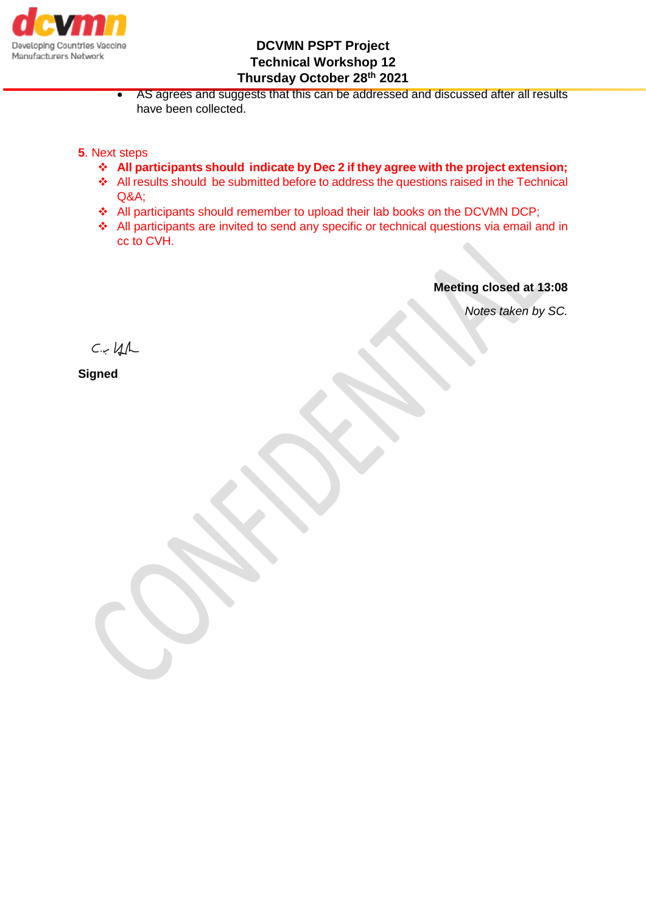- AS agrees and suggests that this can be addressed and discussed after all results have been collected.

**5**. Next steps

- **All participants should indicate by Dec 2 if they agree with the project extension;**
- All results should be submitted before to address the questions raised in the Technical Q&A;
- All participants should remember to upload their lab books on the DCVMN DCP;
- All participants are invited to send any specific or technical questions via email and in cc to CVH.

**Meeting closed at 13:08**

*Notes taken by SC.*

**Signed**